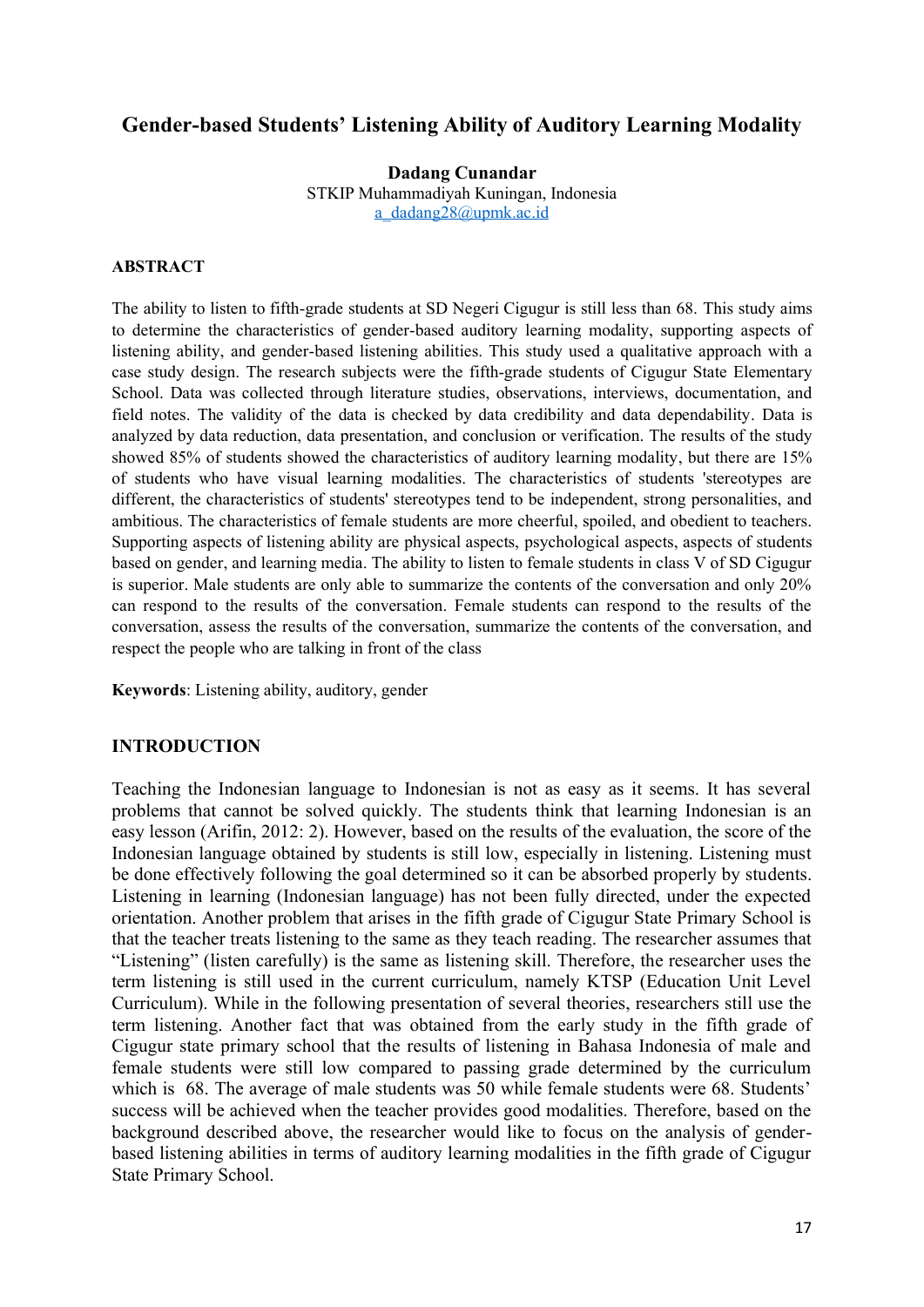# Gender-based Students' Listening Ability of Auditory Learning Modality

**Dadang Cunandar**
STKIP Muhammadiyah Kuningan, Indonesia
a_dadang28@upmk.ac.id

## ABSTRACT

The ability to listen to fifth-grade students at SD Negeri Cigugur is still less than 68. This study aims to determine the characteristics of gender-based auditory learning modality, supporting aspects of listening ability, and gender-based listening abilities. This study used a qualitative approach with a case study design. The research subjects were the fifth-grade students of Cigugur State Elementary School. Data was collected through literature studies, observations, interviews, documentation, and field notes. The validity of the data is checked by data credibility and data dependability. Data is analyzed by data reduction, data presentation, and conclusion or verification. The results of the study showed 85% of students showed the characteristics of auditory learning modality, but there are 15% of students who have visual learning modalities. The characteristics of students 'stereotypes are different, the characteristics of students' stereotypes tend to be independent, strong personalities, and ambitious. The characteristics of female students are more cheerful, spoiled, and obedient to teachers. Supporting aspects of listening ability are physical aspects, psychological aspects, aspects of students based on gender, and learning media. The ability to listen to female students in class V of SD Cigugur is superior. Male students are only able to summarize the contents of the conversation and only 20% can respond to the results of the conversation. Female students can respond to the results of the conversation, assess the results of the conversation, summarize the contents of the conversation, and respect the people who are talking in front of the class

**Keywords**: Listening ability, auditory, gender

## INTRODUCTION

Teaching the Indonesian language to Indonesian is not as easy as it seems. It has several problems that cannot be solved quickly. The students think that learning Indonesian is an easy lesson (Arifin, 2012: 2). However, based on the results of the evaluation, the score of the Indonesian language obtained by students is still low, especially in listening. Listening must be done effectively following the goal determined so it can be absorbed properly by students. Listening in learning (Indonesian language) has not been fully directed, under the expected orientation. Another problem that arises in the fifth grade of Cigugur State Primary School is that the teacher treats listening to the same as they teach reading. The researcher assumes that "Listening" (listen carefully) is the same as listening skill. Therefore, the researcher uses the term listening is still used in the current curriculum, namely KTSP (Education Unit Level Curriculum). While in the following presentation of several theories, researchers still use the term listening. Another fact that was obtained from the early study in the fifth grade of Cigugur state primary school that the results of listening in Bahasa Indonesia of male and female students were still low compared to passing grade determined by the curriculum which is 68. The average of male students was 50 while female students were 68. Students' success will be achieved when the teacher provides good modalities. Therefore, based on the background described above, the researcher would like to focus on the analysis of gender-based listening abilities in terms of auditory learning modalities in the fifth grade of Cigugur State Primary School.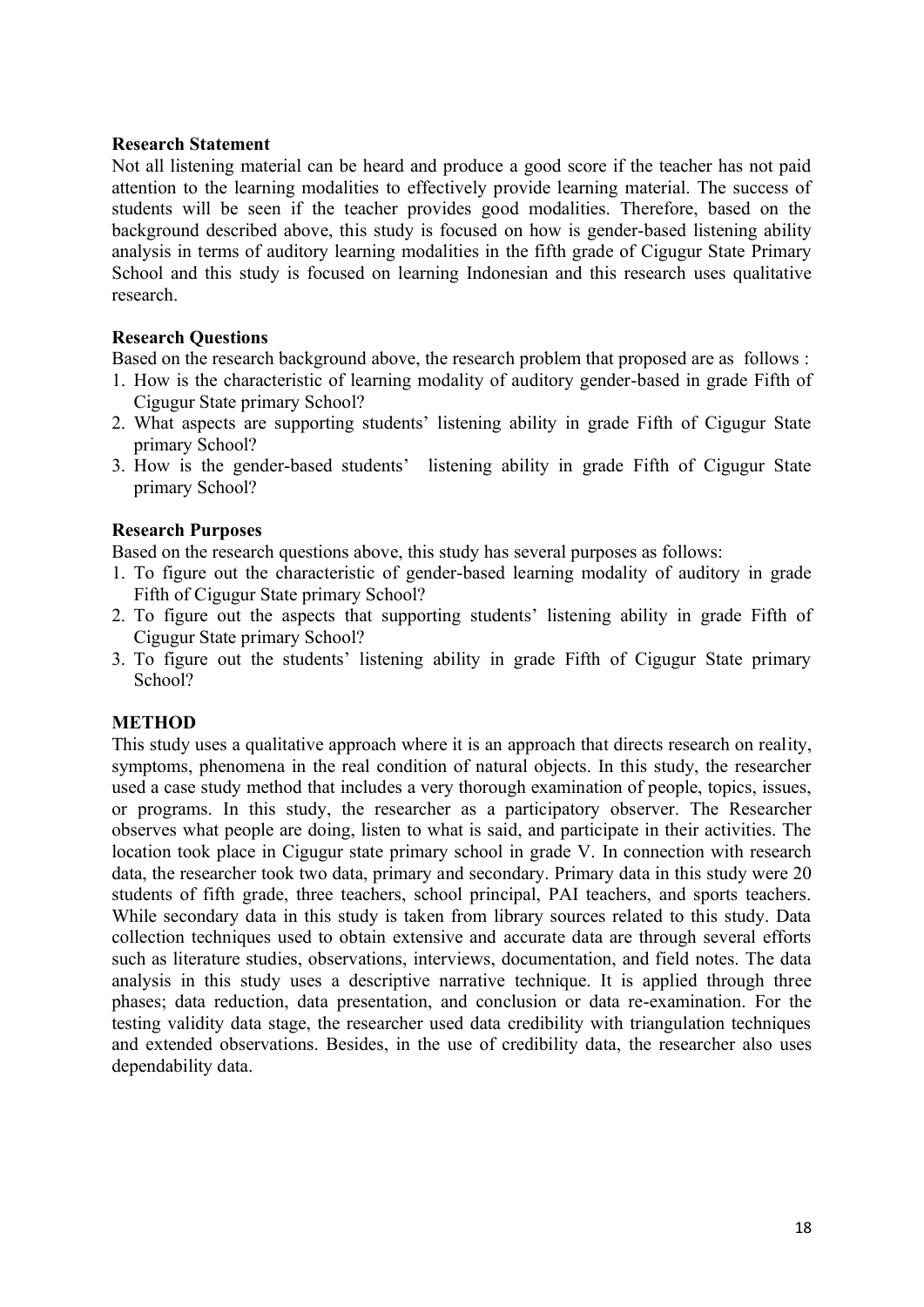### Research Statement

Not all listening material can be heard and produce a good score if the teacher has not paid attention to the learning modalities to effectively provide learning material. The success of students will be seen if the teacher provides good modalities. Therefore, based on the background described above, this study is focused on how is gender-based listening ability analysis in terms of auditory learning modalities in the fifth grade of Cigugur State Primary School and this study is focused on learning Indonesian and this research uses qualitative research.

### Research Questions

Based on the research background above, the research problem that proposed are as follows :

1. How is the characteristic of learning modality of auditory gender-based in grade Fifth of Cigugur State primary School?
2. What aspects are supporting students' listening ability in grade Fifth of Cigugur State primary School?
3. How is the gender-based students' listening ability in grade Fifth of Cigugur State primary School?

### Research Purposes

Based on the research questions above, this study has several purposes as follows:

1. To figure out the characteristic of gender-based learning modality of auditory in grade Fifth of Cigugur State primary School?
2. To figure out the aspects that supporting students' listening ability in grade Fifth of Cigugur State primary School?
3. To figure out the students' listening ability in grade Fifth of Cigugur State primary School?

## METHOD

This study uses a qualitative approach where it is an approach that directs research on reality, symptoms, phenomena in the real condition of natural objects. In this study, the researcher used a case study method that includes a very thorough examination of people, topics, issues, or programs. In this study, the researcher as a participatory observer. The Researcher observes what people are doing, listen to what is said, and participate in their activities. The location took place in Cigugur state primary school in grade V. In connection with research data, the researcher took two data, primary and secondary. Primary data in this study were 20 students of fifth grade, three teachers, school principal, PAI teachers, and sports teachers. While secondary data in this study is taken from library sources related to this study. Data collection techniques used to obtain extensive and accurate data are through several efforts such as literature studies, observations, interviews, documentation, and field notes. The data analysis in this study uses a descriptive narrative technique. It is applied through three phases; data reduction, data presentation, and conclusion or data re-examination. For the testing validity data stage, the researcher used data credibility with triangulation techniques and extended observations. Besides, in the use of credibility data, the researcher also uses dependability data.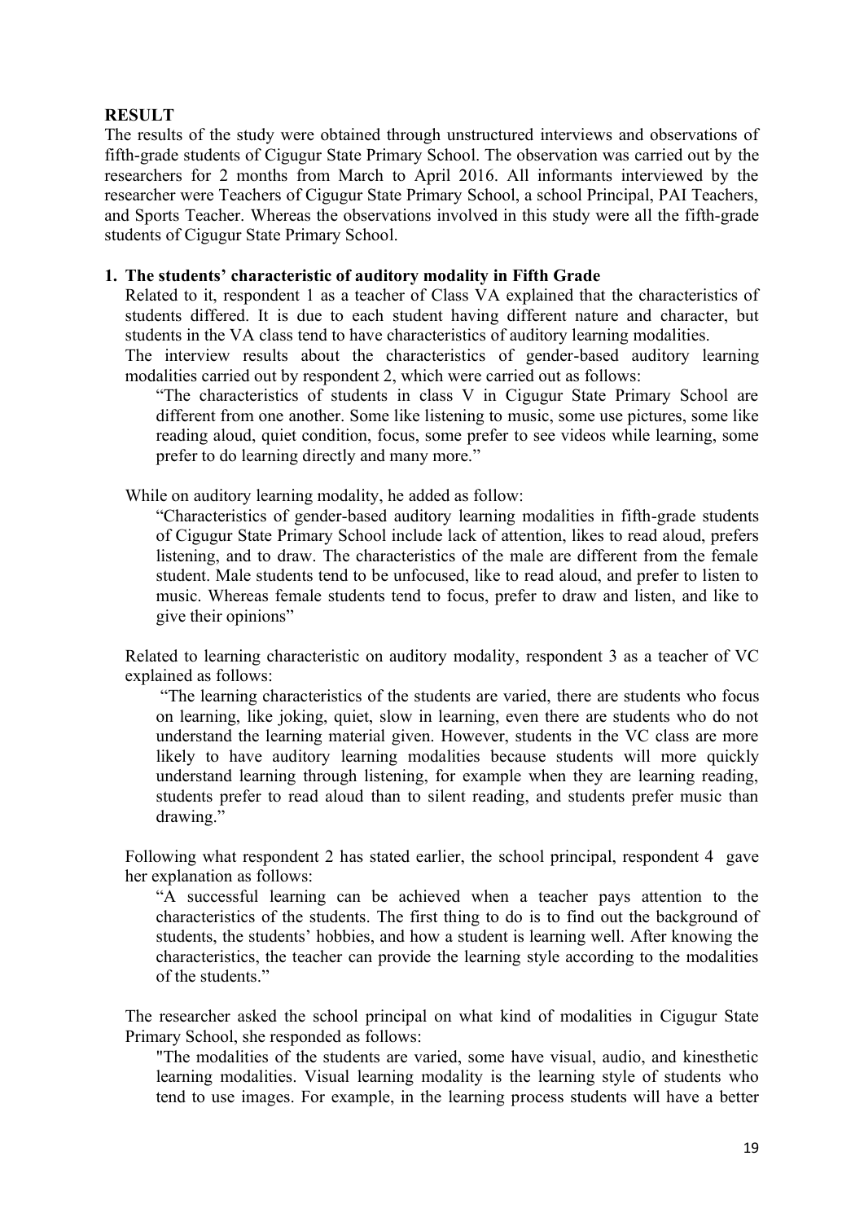## RESULT

The results of the study were obtained through unstructured interviews and observations of fifth-grade students of Cigugur State Primary School. The observation was carried out by the researchers for 2 months from March to April 2016. All informants interviewed by the researcher were Teachers of Cigugur State Primary School, a school Principal, PAI Teachers, and Sports Teacher. Whereas the observations involved in this study were all the fifth-grade students of Cigugur State Primary School.

### 1. The students' characteristic of auditory modality in Fifth Grade

Related to it, respondent 1 as a teacher of Class VA explained that the characteristics of students differed. It is due to each student having different nature and character, but students in the VA class tend to have characteristics of auditory learning modalities.

The interview results about the characteristics of gender-based auditory learning modalities carried out by respondent 2, which were carried out as follows:

> "The characteristics of students in class V in Cigugur State Primary School are different from one another. Some like listening to music, some use pictures, some like reading aloud, quiet condition, focus, some prefer to see videos while learning, some prefer to do learning directly and many more."

While on auditory learning modality, he added as follow:

> "Characteristics of gender-based auditory learning modalities in fifth-grade students of Cigugur State Primary School include lack of attention, likes to read aloud, prefers listening, and to draw. The characteristics of the male are different from the female student. Male students tend to be unfocused, like to read aloud, and prefer to listen to music. Whereas female students tend to focus, prefer to draw and listen, and like to give their opinions"

Related to learning characteristic on auditory modality, respondent 3 as a teacher of VC explained as follows:

> "The learning characteristics of the students are varied, there are students who focus on learning, like joking, quiet, slow in learning, even there are students who do not understand the learning material given. However, students in the VC class are more likely to have auditory learning modalities because students will more quickly understand learning through listening, for example when they are learning reading, students prefer to read aloud than to silent reading, and students prefer music than drawing."

Following what respondent 2 has stated earlier, the school principal, respondent 4 gave her explanation as follows:

> "A successful learning can be achieved when a teacher pays attention to the characteristics of the students. The first thing to do is to find out the background of students, the students' hobbies, and how a student is learning well. After knowing the characteristics, the teacher can provide the learning style according to the modalities of the students."

The researcher asked the school principal on what kind of modalities in Cigugur State Primary School, she responded as follows:

> "The modalities of the students are varied, some have visual, audio, and kinesthetic learning modalities. Visual learning modality is the learning style of students who tend to use images. For example, in the learning process students will have a better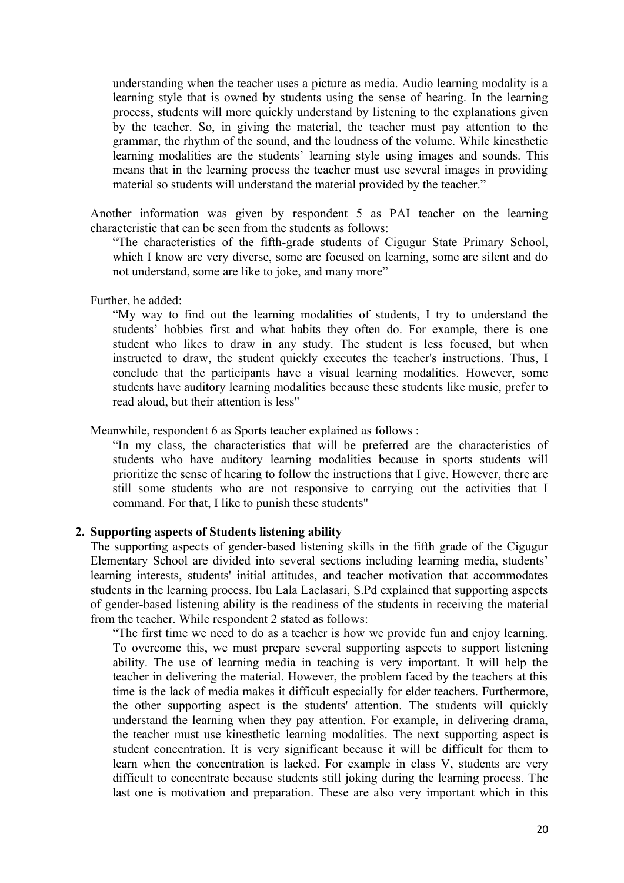understanding when the teacher uses a picture as media. Audio learning modality is a learning style that is owned by students using the sense of hearing. In the learning process, students will more quickly understand by listening to the explanations given by the teacher. So, in giving the material, the teacher must pay attention to the grammar, the rhythm of the sound, and the loudness of the volume. While kinesthetic learning modalities are the students' learning style using images and sounds. This means that in the learning process the teacher must use several images in providing material so students will understand the material provided by the teacher."

Another information was given by respondent 5 as PAI teacher on the learning characteristic that can be seen from the students as follows:

> "The characteristics of the fifth-grade students of Cigugur State Primary School, which I know are very diverse, some are focused on learning, some are silent and do not understand, some are like to joke, and many more"

Further, he added:

> "My way to find out the learning modalities of students, I try to understand the students' hobbies first and what habits they often do. For example, there is one student who likes to draw in any study. The student is less focused, but when instructed to draw, the student quickly executes the teacher's instructions. Thus, I conclude that the participants have a visual learning modalities. However, some students have auditory learning modalities because these students like music, prefer to read aloud, but their attention is less"

Meanwhile, respondent 6 as Sports teacher explained as follows :

> "In my class, the characteristics that will be preferred are the characteristics of students who have auditory learning modalities because in sports students will prioritize the sense of hearing to follow the instructions that I give. However, there are still some students who are not responsive to carrying out the activities that I command. For that, I like to punish these students"

### 2. Supporting aspects of Students listening ability

The supporting aspects of gender-based listening skills in the fifth grade of the Cigugur Elementary School are divided into several sections including learning media, students' learning interests, students' initial attitudes, and teacher motivation that accommodates students in the learning process. Ibu Lala Laelasari, S.Pd explained that supporting aspects of gender-based listening ability is the readiness of the students in receiving the material from the teacher. While respondent 2 stated as follows:

> "The first time we need to do as a teacher is how we provide fun and enjoy learning. To overcome this, we must prepare several supporting aspects to support listening ability. The use of learning media in teaching is very important. It will help the teacher in delivering the material. However, the problem faced by the teachers at this time is the lack of media makes it difficult especially for elder teachers. Furthermore, the other supporting aspect is the students' attention. The students will quickly understand the learning when they pay attention. For example, in delivering drama, the teacher must use kinesthetic learning modalities. The next supporting aspect is student concentration. It is very significant because it will be difficult for them to learn when the concentration is lacked. For example in class V, students are very difficult to concentrate because students still joking during the learning process. The last one is motivation and preparation. These are also very important which in this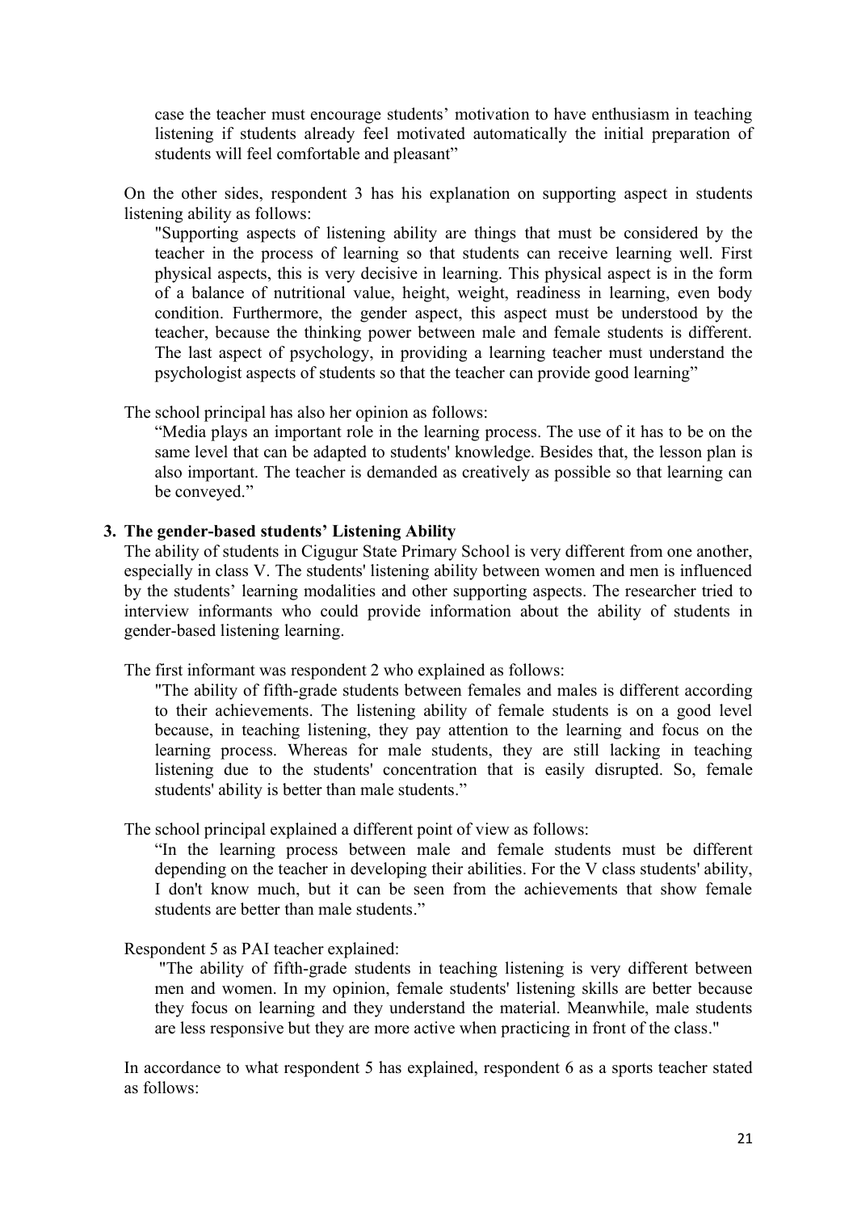case the teacher must encourage students' motivation to have enthusiasm in teaching listening if students already feel motivated automatically the initial preparation of students will feel comfortable and pleasant"

On the other sides, respondent 3 has his explanation on supporting aspect in students listening ability as follows:

> "Supporting aspects of listening ability are things that must be considered by the teacher in the process of learning so that students can receive learning well. First physical aspects, this is very decisive in learning. This physical aspect is in the form of a balance of nutritional value, height, weight, readiness in learning, even body condition. Furthermore, the gender aspect, this aspect must be understood by the teacher, because the thinking power between male and female students is different. The last aspect of psychology, in providing a learning teacher must understand the psychologist aspects of students so that the teacher can provide good learning"

The school principal has also her opinion as follows:

> "Media plays an important role in the learning process. The use of it has to be on the same level that can be adapted to students' knowledge. Besides that, the lesson plan is also important. The teacher is demanded as creatively as possible so that learning can be conveyed."

**3. The gender-based students' Listening Ability**

The ability of students in Cigugur State Primary School is very different from one another, especially in class V. The students' listening ability between women and men is influenced by the students' learning modalities and other supporting aspects. The researcher tried to interview informants who could provide information about the ability of students in gender-based listening learning.

The first informant was respondent 2 who explained as follows:

> "The ability of fifth-grade students between females and males is different according to their achievements. The listening ability of female students is on a good level because, in teaching listening, they pay attention to the learning and focus on the learning process. Whereas for male students, they are still lacking in teaching listening due to the students' concentration that is easily disrupted. So, female students' ability is better than male students."

The school principal explained a different point of view as follows:

> "In the learning process between male and female students must be different depending on the teacher in developing their abilities. For the V class students' ability, I don't know much, but it can be seen from the achievements that show female students are better than male students."

Respondent 5 as PAI teacher explained:

> "The ability of fifth-grade students in teaching listening is very different between men and women. In my opinion, female students' listening skills are better because they focus on learning and they understand the material. Meanwhile, male students are less responsive but they are more active when practicing in front of the class."

In accordance to what respondent 5 has explained, respondent 6 as a sports teacher stated as follows: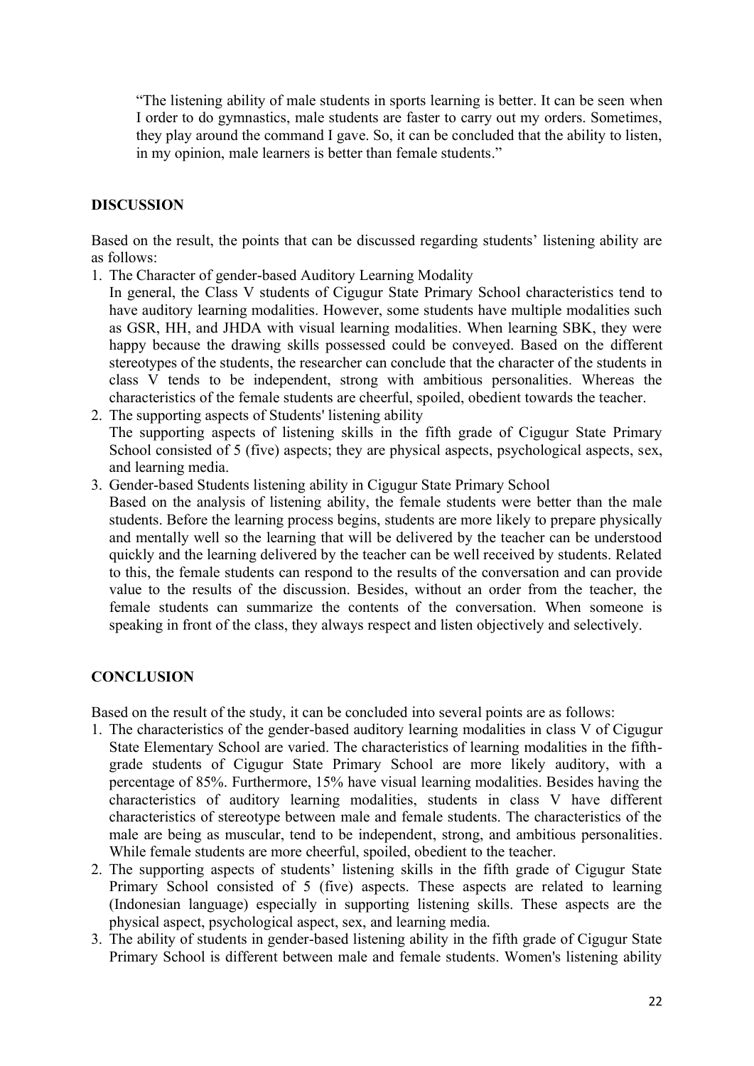> "The listening ability of male students in sports learning is better. It can be seen when I order to do gymnastics, male students are faster to carry out my orders. Sometimes, they play around the command I gave. So, it can be concluded that the ability to listen, in my opinion, male learners is better than female students."

## DISCUSSION

Based on the result, the points that can be discussed regarding students' listening ability are as follows:

1. The Character of gender-based Auditory Learning Modality
   In general, the Class V students of Cigugur State Primary School characteristics tend to have auditory learning modalities. However, some students have multiple modalities such as GSR, HH, and JHDA with visual learning modalities. When learning SBK, they were happy because the drawing skills possessed could be conveyed. Based on the different stereotypes of the students, the researcher can conclude that the character of the students in class V tends to be independent, strong with ambitious personalities. Whereas the characteristics of the female students are cheerful, spoiled, obedient towards the teacher.
2. The supporting aspects of Students' listening ability
   The supporting aspects of listening skills in the fifth grade of Cigugur State Primary School consisted of 5 (five) aspects; they are physical aspects, psychological aspects, sex, and learning media.
3. Gender-based Students listening ability in Cigugur State Primary School
   Based on the analysis of listening ability, the female students were better than the male students. Before the learning process begins, students are more likely to prepare physically and mentally well so the learning that will be delivered by the teacher can be understood quickly and the learning delivered by the teacher can be well received by students. Related to this, the female students can respond to the results of the conversation and can provide value to the results of the discussion. Besides, without an order from the teacher, the female students can summarize the contents of the conversation. When someone is speaking in front of the class, they always respect and listen objectively and selectively.

## CONCLUSION

Based on the result of the study, it can be concluded into several points are as follows:

1. The characteristics of the gender-based auditory learning modalities in class V of Cigugur State Elementary School are varied. The characteristics of learning modalities in the fifth-grade students of Cigugur State Primary School are more likely auditory, with a percentage of 85%. Furthermore, 15% have visual learning modalities. Besides having the characteristics of auditory learning modalities, students in class V have different characteristics of stereotype between male and female students. The characteristics of the male are being as muscular, tend to be independent, strong, and ambitious personalities. While female students are more cheerful, spoiled, obedient to the teacher.
2. The supporting aspects of students' listening skills in the fifth grade of Cigugur State Primary School consisted of 5 (five) aspects. These aspects are related to learning (Indonesian language) especially in supporting listening skills. These aspects are the physical aspect, psychological aspect, sex, and learning media.
3. The ability of students in gender-based listening ability in the fifth grade of Cigugur State Primary School is different between male and female students. Women's listening ability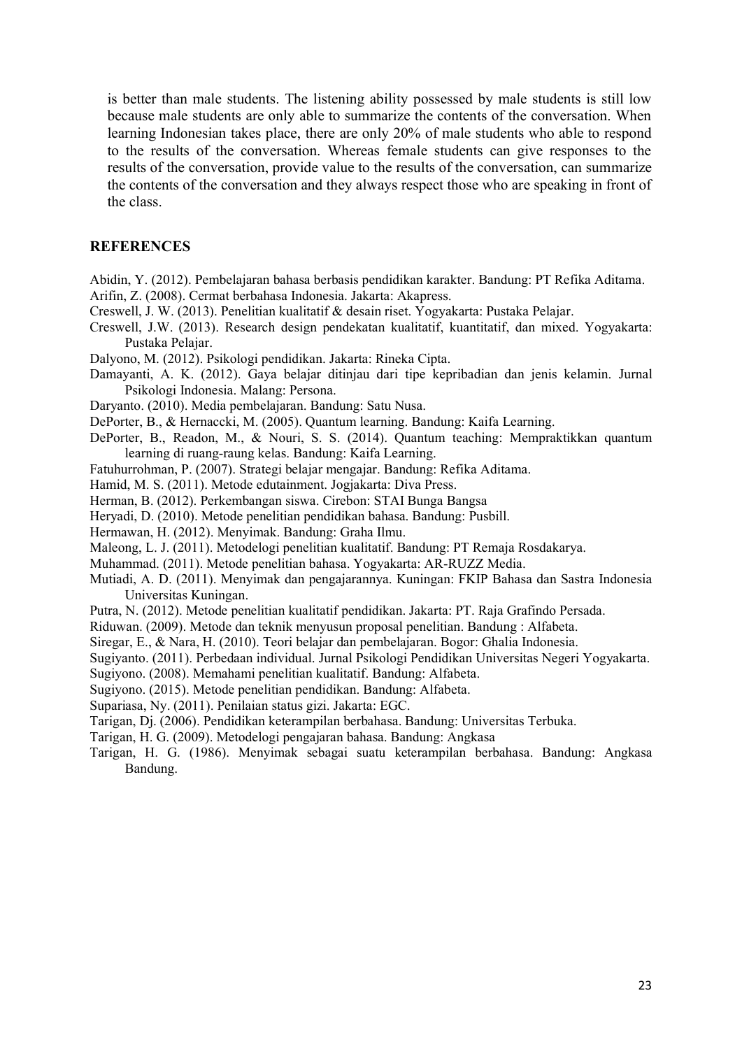is better than male students. The listening ability possessed by male students is still low because male students are only able to summarize the contents of the conversation. When learning Indonesian takes place, there are only 20% of male students who able to respond to the results of the conversation. Whereas female students can give responses to the results of the conversation, provide value to the results of the conversation, can summarize the contents of the conversation and they always respect those who are speaking in front of the class.

## REFERENCES

Abidin, Y. (2012). Pembelajaran bahasa berbasis pendidikan karakter. Bandung: PT Refika Aditama.

Arifin, Z. (2008). Cermat berbahasa Indonesia. Jakarta: Akapress.

Creswell, J. W. (2013). Penelitian kualitatif & desain riset. Yogyakarta: Pustaka Pelajar.

Creswell, J.W. (2013). Research design pendekatan kualitatif, kuantitatif, dan mixed. Yogyakarta: Pustaka Pelajar.

Dalyono, M. (2012). Psikologi pendidikan. Jakarta: Rineka Cipta.

Damayanti, A. K. (2012). Gaya belajar ditinjau dari tipe kepribadian dan jenis kelamin. Jurnal Psikologi Indonesia. Malang: Persona.

Daryanto. (2010). Media pembelajaran. Bandung: Satu Nusa.

DePorter, B., & Hernaccki, M. (2005). Quantum learning. Bandung: Kaifa Learning.

DePorter, B., Readon, M., & Nouri, S. S. (2014). Quantum teaching: Mempraktikkan quantum learning di ruang-raung kelas. Bandung: Kaifa Learning.

Fatuhurrohman, P. (2007). Strategi belajar mengajar. Bandung: Refika Aditama.

Hamid, M. S. (2011). Metode edutainment. Jogjakarta: Diva Press.

Herman, B. (2012). Perkembangan siswa. Cirebon: STAI Bunga Bangsa

Heryadi, D. (2010). Metode penelitian pendidikan bahasa. Bandung: Pusbill.

Hermawan, H. (2012). Menyimak. Bandung: Graha Ilmu.

Maleong, L. J. (2011). Metodelogi penelitian kualitatif. Bandung: PT Remaja Rosdakarya.

Muhammad. (2011). Metode penelitian bahasa. Yogyakarta: AR-RUZZ Media.

Mutiadi, A. D. (2011). Menyimak dan pengajarannya. Kuningan: FKIP Bahasa dan Sastra Indonesia Universitas Kuningan.

Putra, N. (2012). Metode penelitian kualitatif pendidikan. Jakarta: PT. Raja Grafindo Persada.

Riduwan. (2009). Metode dan teknik menyusun proposal penelitian. Bandung : Alfabeta.

Siregar, E., & Nara, H. (2010). Teori belajar dan pembelajaran. Bogor: Ghalia Indonesia.

Sugiyanto. (2011). Perbedaan individual. Jurnal Psikologi Pendidikan Universitas Negeri Yogyakarta.

Sugiyono. (2008). Memahami penelitian kualitatif. Bandung: Alfabeta.

Sugiyono. (2015). Metode penelitian pendidikan. Bandung: Alfabeta.

Supariasa, Ny. (2011). Penilaian status gizi. Jakarta: EGC.

Tarigan, Dj. (2006). Pendidikan keterampilan berbahasa. Bandung: Universitas Terbuka.

Tarigan, H. G. (2009). Metodelogi pengajaran bahasa. Bandung: Angkasa

Tarigan, H. G. (1986). Menyimak sebagai suatu keterampilan berbahasa. Bandung: Angkasa Bandung.